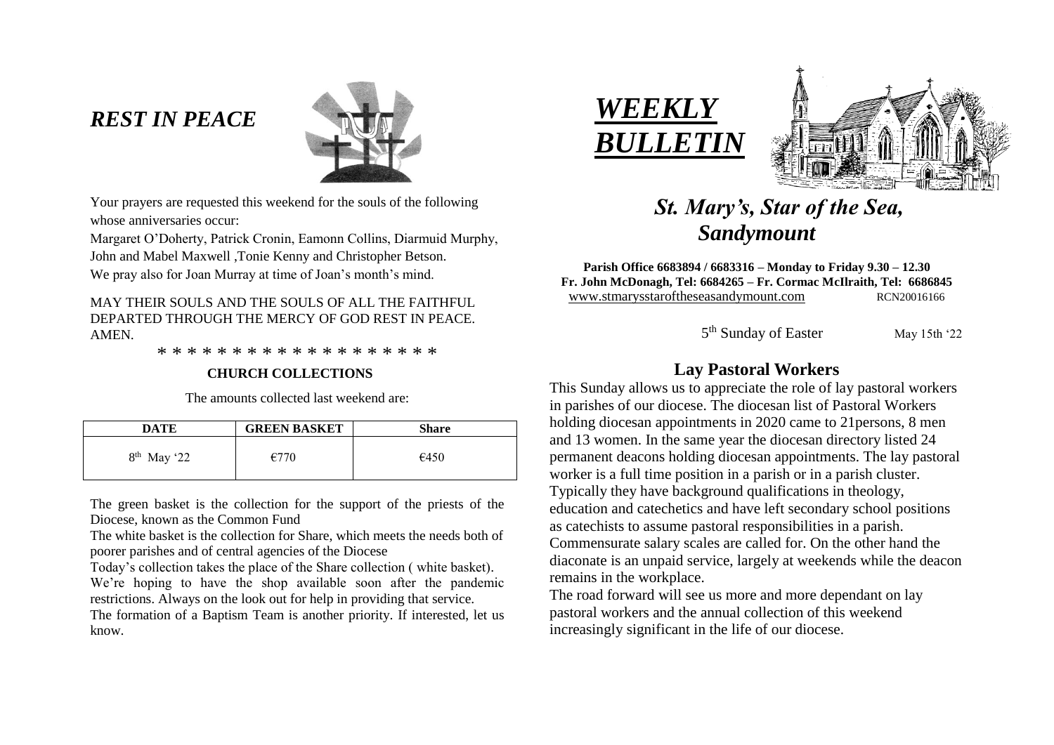# *REST IN PEACE*

Your prayers are requested this weekend for the souls of the following whose anniversaries occur:

Margaret O'Doherty, Patrick Cronin, Eamonn Collins, Diarmuid Murphy, John and Mabel Maxwell ,Tonie Kenny and Christopher Betson.

We pray also for Joan Murray at time of Joan's month's mind.

MAY THEIR SOULS AND THE SOULS OF ALL THE FAITHFUL DEPARTED THROUGH THE MERCY OF GOD REST IN PEACE. AMEN.

* * * * * * * * * * * * * * * * * * *

**CHURCH COLLECTIONS**

The amounts collected last weekend are:

| DATE | GREEN BASKET | Share |
|---|---|---|
| 8th May '22 | €770 | €450 |

The green basket is the collection for the support of the priests of the Diocese, known as the Common Fund

The white basket is the collection for Share, which meets the needs both of poorer parishes and of central agencies of the Diocese

Today's collection takes the place of the Share collection ( white basket).

We're hoping to have the shop available soon after the pandemic restrictions. Always on the look out for help in providing that service.

The formation of a Baptism Team is another priority. If interested, let us know.

# *WEEKLY BULLETIN*

## *St. Mary's, Star of the Sea, Sandymount*

**Parish Office 6683894 / 6683316 – Monday to Friday 9.30 – 12.30**
**Fr. John McDonagh, Tel: 6684265 – Fr. Cormac McIlraith, Tel: 6686845**
www.stmarysstaroftheseasandymount.com RCN20016166

5th Sunday of Easter May 15th '22

## Lay Pastoral Workers

This Sunday allows us to appreciate the role of lay pastoral workers in parishes of our diocese. The diocesan list of Pastoral Workers holding diocesan appointments in 2020 came to 21persons, 8 men and 13 women. In the same year the diocesan directory listed 24 permanent deacons holding diocesan appointments. The lay pastoral worker is a full time position in a parish or in a parish cluster. Typically they have background qualifications in theology, education and catechetics and have left secondary school positions as catechists to assume pastoral responsibilities in a parish. Commensurate salary scales are called for. On the other hand the diaconate is an unpaid service, largely at weekends while the deacon remains in the workplace.

The road forward will see us more and more dependant on lay pastoral workers and the annual collection of this weekend increasingly significant in the life of our diocese.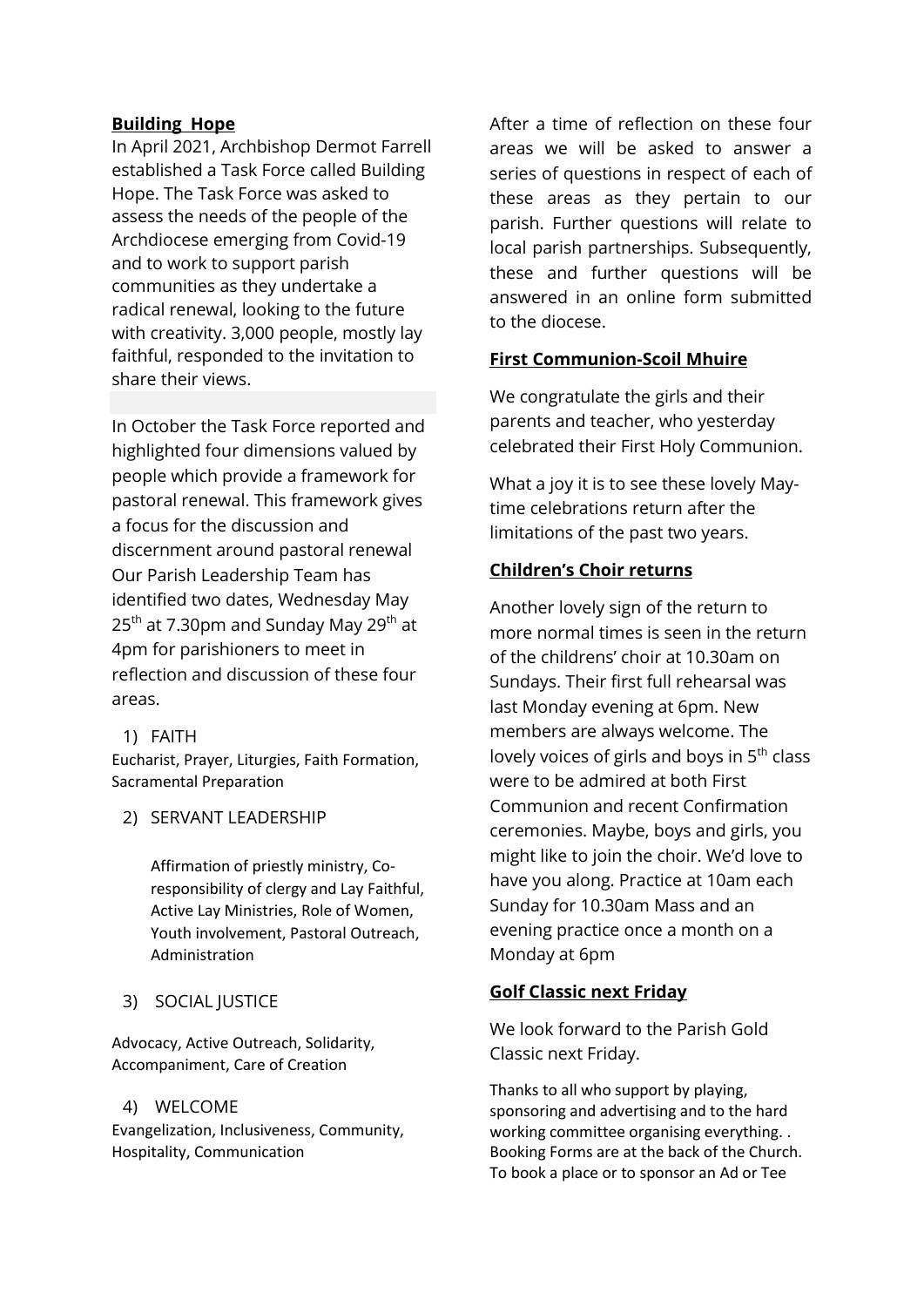## Building Hope

In April 2021, Archbishop Dermot Farrell established a Task Force called Building Hope. The Task Force was asked to assess the needs of the people of the Archdiocese emerging from Covid-19 and to work to support parish communities as they undertake a radical renewal, looking to the future with creativity. 3,000 people, mostly lay faithful, responded to the invitation to share their views.

In October the Task Force reported and highlighted four dimensions valued by people which provide a framework for pastoral renewal. This framework gives a focus for the discussion and discernment around pastoral renewal Our Parish Leadership Team has identified two dates, Wednesday May 25th at 7.30pm and Sunday May 29th at 4pm for parishioners to meet in reflection and discussion of these four areas.

1) FAITH

Eucharist, Prayer, Liturgies, Faith Formation, Sacramental Preparation

2) SERVANT LEADERSHIP

Affirmation of priestly ministry, Co-responsibility of clergy and Lay Faithful, Active Lay Ministries, Role of Women, Youth involvement, Pastoral Outreach, Administration

3) SOCIAL JUSTICE

Advocacy, Active Outreach, Solidarity, Accompaniment, Care of Creation

4) WELCOME

Evangelization, Inclusiveness, Community, Hospitality, Communication

After a time of reflection on these four areas we will be asked to answer a series of questions in respect of each of these areas as they pertain to our parish. Further questions will relate to local parish partnerships. Subsequently, these and further questions will be answered in an online form submitted to the diocese.

## First Communion-Scoil Mhuire

We congratulate the girls and their parents and teacher, who yesterday celebrated their First Holy Communion.

What a joy it is to see these lovely May-time celebrations return after the limitations of the past two years.

## Children's Choir returns

Another lovely sign of the return to more normal times is seen in the return of the childrens' choir at 10.30am on Sundays. Their first full rehearsal was last Monday evening at 6pm. New members are always welcome. The lovely voices of girls and boys in 5th class were to be admired at both First Communion and recent Confirmation ceremonies. Maybe, boys and girls, you might like to join the choir. We'd love to have you along. Practice at 10am each Sunday for 10.30am Mass and an evening practice once a month on a Monday at 6pm

## Golf Classic next Friday

We look forward to the Parish Gold Classic next Friday.

Thanks to all who support by playing, sponsoring and advertising and to the hard working committee organising everything. . Booking Forms are at the back of the Church. To book a place or to sponsor an Ad or Tee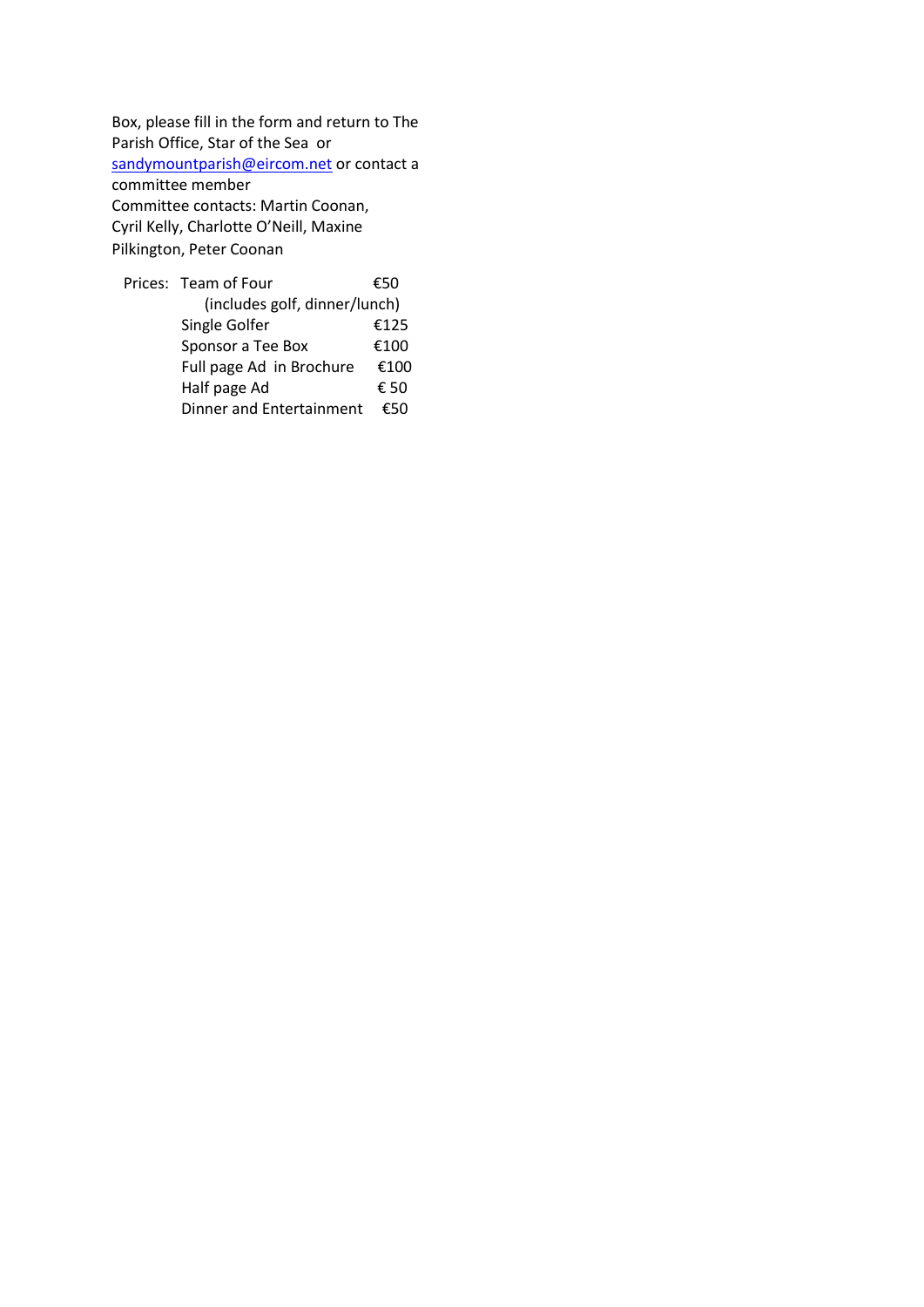Box, please fill in the form and return to The Parish Office, Star of the Sea or sandymountparish@eircom.net or contact a committee member

Committee contacts: Martin Coonan, Cyril Kelly, Charlotte O'Neill, Maxine Pilkington, Peter Coonan

| | | |
|---|---|---|
| Prices: | Team of Four | €50 |
| | (includes golf, dinner/lunch) | |
| | Single Golfer | €125 |
| | Sponsor a Tee Box | €100 |
| | Full page Ad in Brochure | €100 |
| | Half page Ad | € 50 |
| | Dinner and Entertainment | €50 |